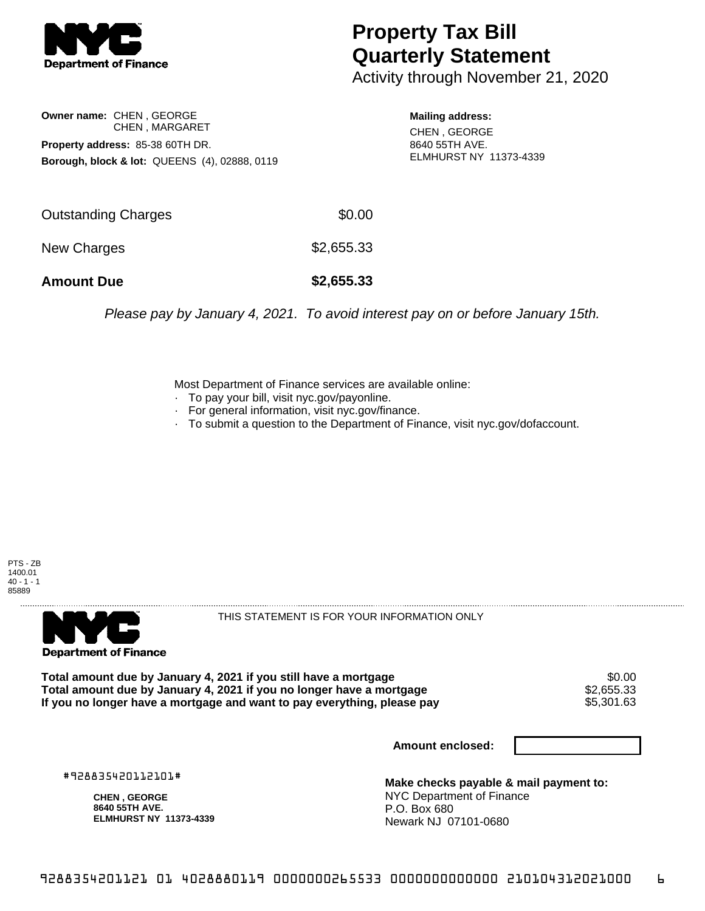# Property Tax Bill Quarterly Statement

Activity through November 21, 2020

**Owner name:** CHEN , GEORGE
CHEN , MARGARET

**Property address:** 85-38 60TH DR.

**Borough, block & lot:** QUEENS (4), 02888, 0119

**Mailing address:**
CHEN , GEORGE
8640 55TH AVE.
ELMHURST NY 11373-4339

| | |
|---|---|
| Outstanding Charges | $0.00 |
| New Charges | $2,655.33 |
| **Amount Due** | **$2,655.33** |

*Please pay by January 4, 2021. To avoid interest pay on or before January 15th.*

Most Department of Finance services are available online:

- To pay your bill, visit nyc.gov/payonline.
- For general information, visit nyc.gov/finance.
- To submit a question to the Department of Finance, visit nyc.gov/dofaccount.

PTS - ZB
1400.01
40 - 1 - 1
85889

THIS STATEMENT IS FOR YOUR INFORMATION ONLY

| | |
|---|---|
| **Total amount due by January 4, 2021 if you still have a mortgage** | $0.00 |
| **Total amount due by January 4, 2021 if you no longer have a mortgage** | $2,655.33 |
| **If you no longer have a mortgage and want to pay everything, please pay** | $5,301.63 |

**Amount enclosed:**

#928835420112101#

**CHEN , GEORGE**
**8640 55TH AVE.**
**ELMHURST NY 11373-4339**

**Make checks payable & mail payment to:**
NYC Department of Finance
P.O. Box 680
Newark NJ 07101-0680

928835420112101 4028880119 0000000265533 0000000000000 210104312021000 6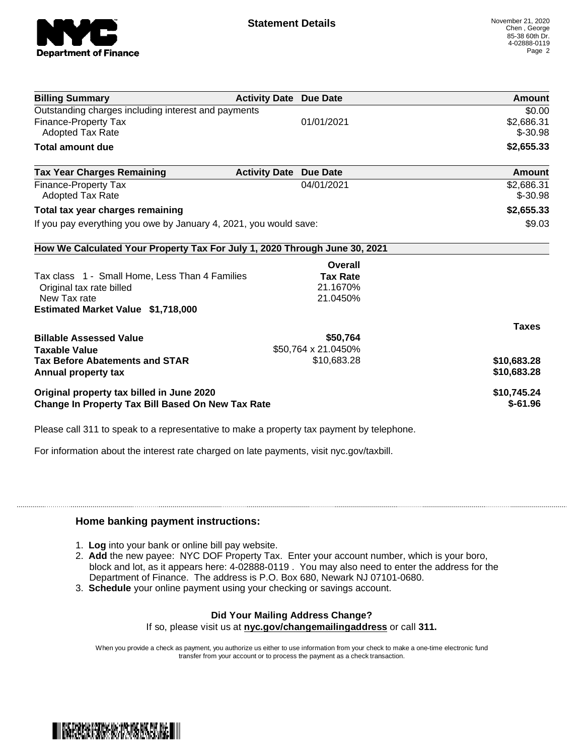## Statement Details

November 21, 2020
Chen , George
85-38 60th Dr.
4-02888-0119

| Billing Summary | Activity Date | Due Date | Amount |
|---|---|---|---|
| Outstanding charges including interest and payments | | | $0.00 |
| Finance-Property Tax | | 01/01/2021 | $2,686.31 |
| Adopted Tax Rate | | | $-30.98 |
| **Total amount due** | | | **$2,655.33** |

| Tax Year Charges Remaining | Activity Date | Due Date | Amount |
|---|---|---|---|
| Finance-Property Tax | | 04/01/2021 | $2,686.31 |
| Adopted Tax Rate | | | $-30.98 |
| **Total tax year charges remaining** | | | **$2,655.33** |
| If you pay everything you owe by January 4, 2021, you would save: | | | $9.03 |

### How We Calculated Your Property Tax For July 1, 2020 Through June 30, 2021

| | Overall Tax Rate | Taxes |
|---|---|---|
| Tax class 1 - Small Home, Less Than 4 Families | | |
| Original tax rate billed | 21.1670% | |
| New Tax rate | 21.0450% | |
| **Estimated Market Value $1,718,000** | | |
| **Billable Assessed Value** | $50,764 | |
| **Taxable Value** | $50,764 x 21.0450% | |
| **Tax Before Abatements and STAR** | $10,683.28 | $10,683.28 |
| **Annual property tax** | | $10,683.28 |
| **Original property tax billed in June 2020** | | $10,745.24 |
| **Change In Property Tax Bill Based On New Tax Rate** | | $-61.96 |

Please call 311 to speak to a representative to make a property tax payment by telephone.

For information about the interest rate charged on late payments, visit nyc.gov/taxbill.

### Home banking payment instructions:

1. **Log** into your bank or online bill pay website.
2. **Add** the new payee: NYC DOF Property Tax. Enter your account number, which is your boro, block and lot, as it appears here: 4-02888-0119 . You may also need to enter the address for the Department of Finance. The address is P.O. Box 680, Newark NJ 07101-0680.
3. **Schedule** your online payment using your checking or savings account.

**Did Your Mailing Address Change?**

If so, please visit us at **nyc.gov/changemailingaddress** or call **311.**

When you provide a check as payment, you authorize us either to use information from your check to make a one-time electronic fund transfer from your account or to process the payment as a check transaction.